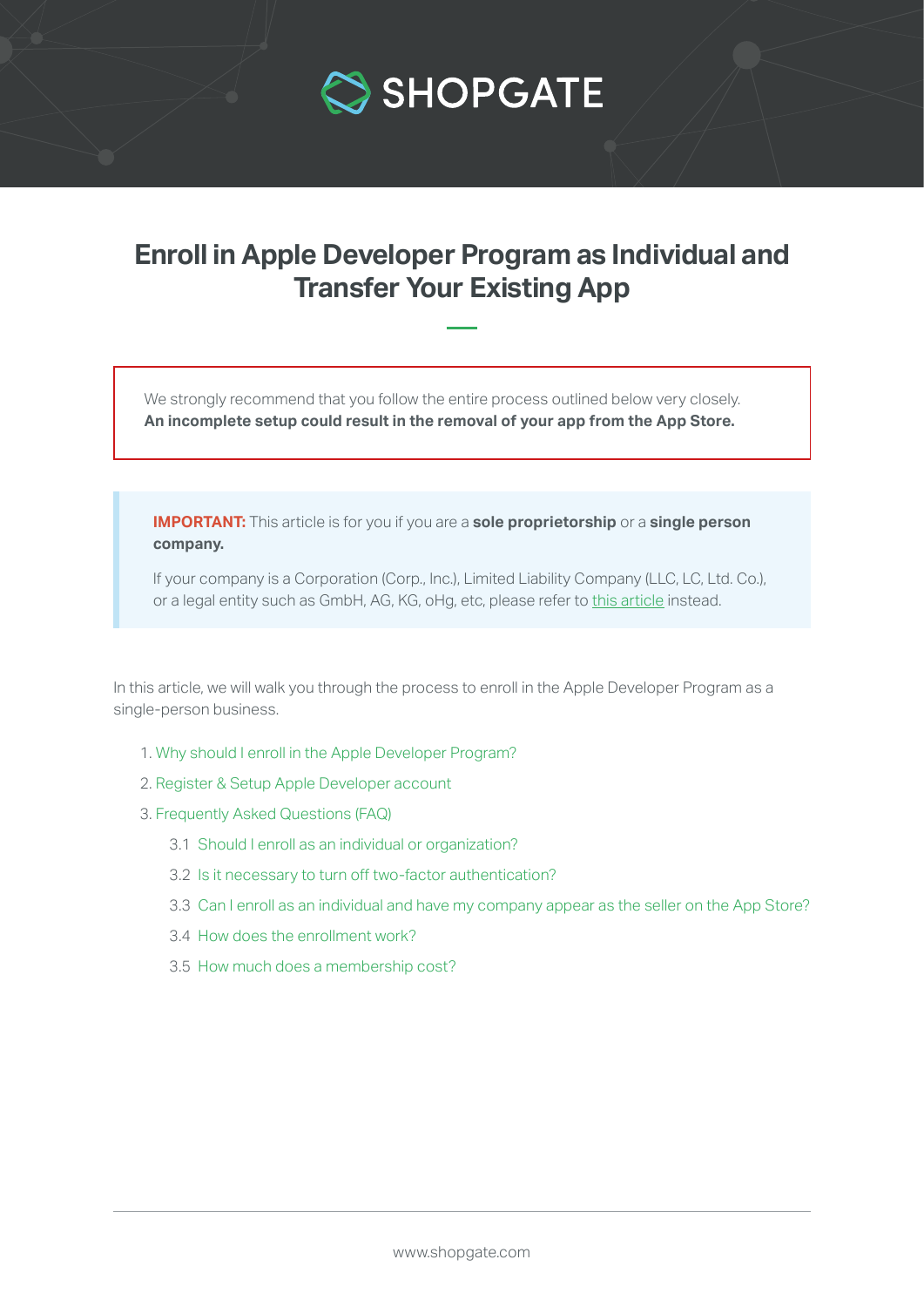# Enroll in Apple Developer Program as Individual and Transfer Your Existing App

We strongly recommend that you follow the entire process outlined below very closely.
**An incomplete setup could result in the removal of your app from the App Store.**

**IMPORTANT:** This article is for you if you are a **sole proprietorship** or a **single person company.**

If your company is a Corporation (Corp., Inc.), Limited Liability Company (LLC, LC, Ltd. Co.), or a legal entity such as GmbH, AG, KG, oHg, etc, please refer to this article instead.

In this article, we will walk you through the process to enroll in the Apple Developer Program as a single-person business.

1. Why should I enroll in the Apple Developer Program?
2. Register & Setup Apple Developer account
3. Frequently Asked Questions (FAQ)
   - 3.1 Should I enroll as an individual or organization?
   - 3.2 Is it necessary to turn off two-factor authentication?
   - 3.3 Can I enroll as an individual and have my company appear as the seller on the App Store?
   - 3.4 How does the enrollment work?
   - 3.5 How much does a membership cost?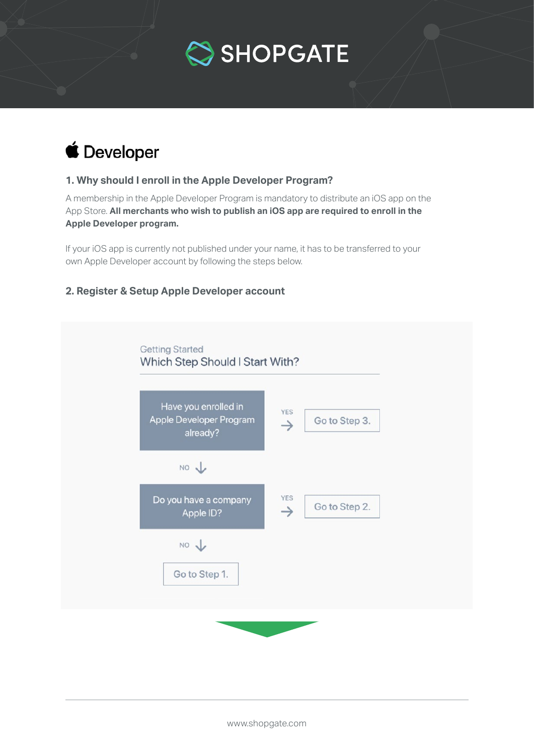# SHOPGATE

## Developer

### 1. Why should I enroll in the Apple Developer Program?

A membership in the Apple Developer Program is mandatory to distribute an iOS app on the App Store. **All merchants who wish to publish an iOS app are required to enroll in the Apple Developer program.**

If your iOS app is currently not published under your name, it has to be transferred to your own Apple Developer account by following the steps below.

### 2. Register & Setup Apple Developer account

Getting Started

Which Step Should I Start With?

Have you enrolled in Apple Developer Program already?

YES → Go to Step 3.

NO ↓

Do you have a company Apple ID?

YES → Go to Step 2.

NO ↓

Go to Step 1.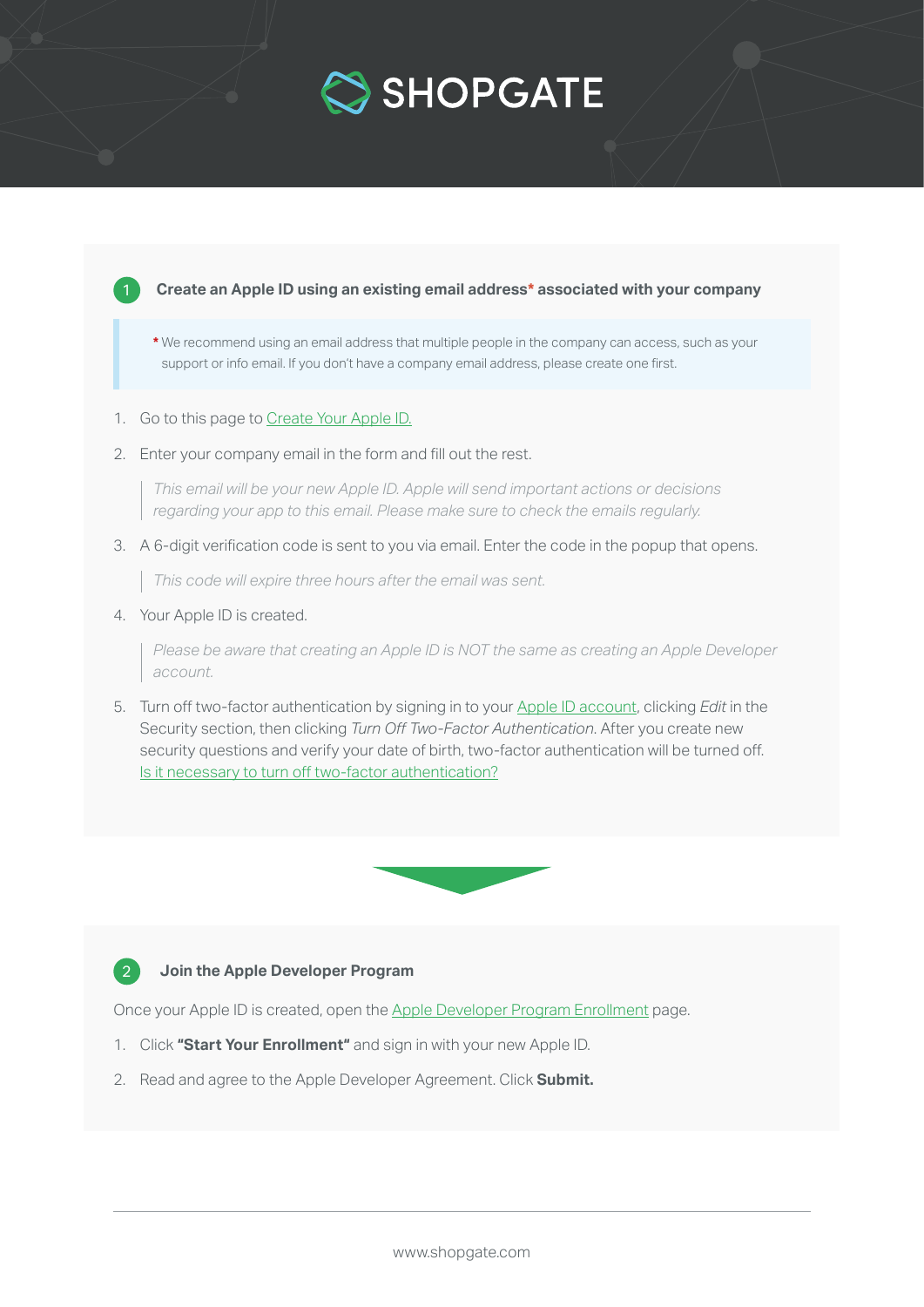## 1 Create an Apple ID using an existing email address* associated with your company

> * We recommend using an email address that multiple people in the company can access, such as your support or info email. If you don't have a company email address, please create one first.

1. Go to this page to Create Your Apple ID.
2. Enter your company email in the form and fill out the rest.

   > *This email will be your new Apple ID. Apple will send important actions or decisions regarding your app to this email. Please make sure to check the emails regularly.*

3. A 6-digit verification code is sent to you via email. Enter the code in the popup that opens.

   > *This code will expire three hours after the email was sent.*

4. Your Apple ID is created.

   > *Please be aware that creating an Apple ID is NOT the same as creating an Apple Developer account.*

5. Turn off two-factor authentication by signing in to your Apple ID account, clicking *Edit* in the Security section, then clicking *Turn Off Two-Factor Authentication*. After you create new security questions and verify your date of birth, two-factor authentication will be turned off. Is it necessary to turn off two-factor authentication?

## 2 Join the Apple Developer Program

Once your Apple ID is created, open the Apple Developer Program Enrollment page.

1. Click **"Start Your Enrollment"** and sign in with your new Apple ID.
2. Read and agree to the Apple Developer Agreement. Click **Submit.**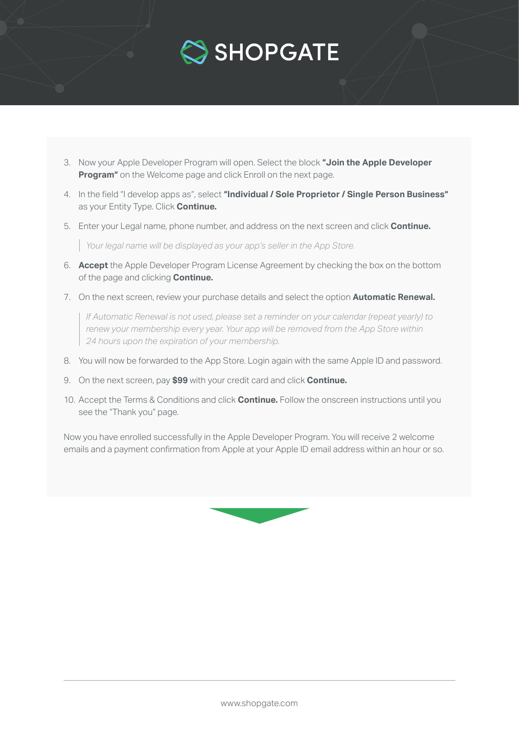3. Now your Apple Developer Program will open. Select the block **"Join the Apple Developer Program"** on the Welcome page and click Enroll on the next page.
4. In the field "I develop apps as", select **"Individual / Sole Proprietor / Single Person Business"** as your Entity Type. Click **Continue.**
5. Enter your Legal name, phone number, and address on the next screen and click **Continue.**

   > *Your legal name will be displayed as your app's seller in the App Store.*

6. **Accept** the Apple Developer Program License Agreement by checking the box on the bottom of the page and clicking **Continue.**
7. On the next screen, review your purchase details and select the option **Automatic Renewal.**

   > *If Automatic Renewal is not used, please set a reminder on your calendar (repeat yearly) to renew your membership every year. Your app will be removed from the App Store within 24 hours upon the expiration of your membership.*

8. You will now be forwarded to the App Store. Login again with the same Apple ID and password.
9. On the next screen, pay **$99** with your credit card and click **Continue.**
10. Accept the Terms & Conditions and click **Continue.** Follow the onscreen instructions until you see the "Thank you" page.

Now you have enrolled successfully in the Apple Developer Program. You will receive 2 welcome emails and a payment confirmation from Apple at your Apple ID email address within an hour or so.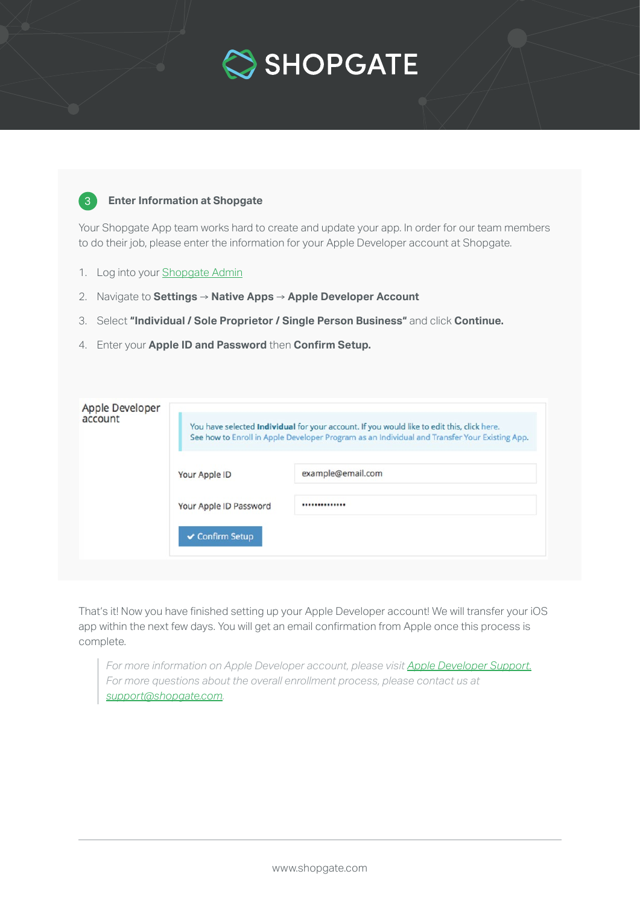# SHOPGATE

## 3 Enter Information at Shopgate

Your Shopgate App team works hard to create and update your app. In order for our team members to do their job, please enter the information for your Apple Developer account at Shopgate.

1. Log into your Shopgate Admin
2. Navigate to **Settings** → **Native Apps** → **Apple Developer Account**
3. Select **"Individual / Sole Proprietor / Single Person Business"** and click **Continue.**
4. Enter your **Apple ID and Password** then **Confirm Setup.**

Apple Developer account

You have selected **Individual** for your account. If you would like to edit this, click here.
See how to Enroll in Apple Developer Program as an Individual and Transfer Your Existing App.

Your Apple ID: example@email.com

Your Apple ID Password: ••••••••••••••

✔ Confirm Setup

That's it! Now you have finished setting up your Apple Developer account! We will transfer your iOS app within the next few days. You will get an email confirmation from Apple once this process is complete.

> *For more information on Apple Developer account, please visit Apple Developer Support.*
> *For more questions about the overall enrollment process, please contact us at support@shopgate.com.*

www.shopgate.com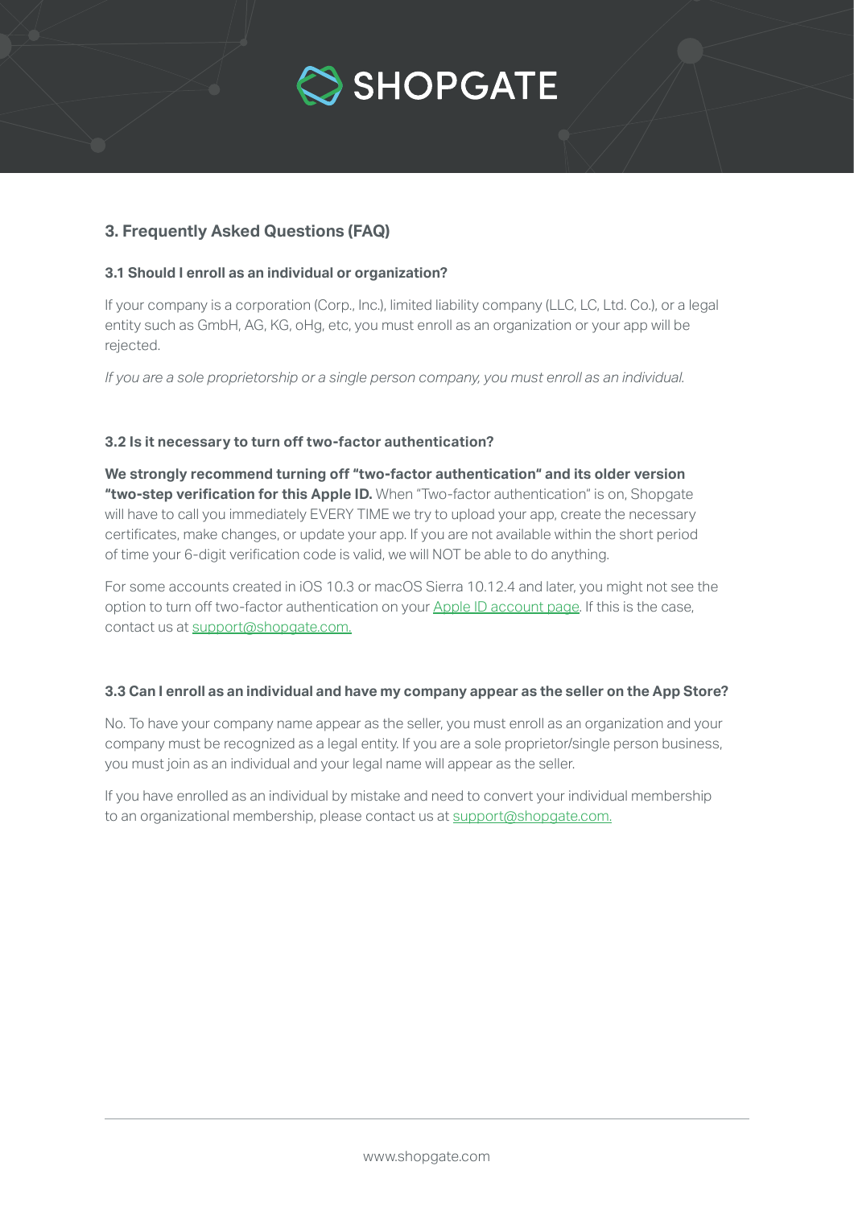## 3. Frequently Asked Questions (FAQ)

### 3.1 Should I enroll as an individual or organization?

If your company is a corporation (Corp., Inc.), limited liability company (LLC, LC, Ltd. Co.), or a legal entity such as GmbH, AG, KG, oHg, etc, you must enroll as an organization or your app will be rejected.

*If you are a sole proprietorship or a single person company, you must enroll as an individual.*

### 3.2 Is it necessary to turn off two-factor authentication?

**We strongly recommend turning off "two-factor authentication" and its older version "two-step verification for this Apple ID.** When "Two-factor authentication" is on, Shopgate will have to call you immediately EVERY TIME we try to upload your app, create the necessary certificates, make changes, or update your app. If you are not available within the short period of time your 6-digit verification code is valid, we will NOT be able to do anything.

For some accounts created in iOS 10.3 or macOS Sierra 10.12.4 and later, you might not see the option to turn off two-factor authentication on your Apple ID account page. If this is the case, contact us at support@shopgate.com.

### 3.3 Can I enroll as an individual and have my company appear as the seller on the App Store?

No. To have your company name appear as the seller, you must enroll as an organization and your company must be recognized as a legal entity. If you are a sole proprietor/single person business, you must join as an individual and your legal name will appear as the seller.

If you have enrolled as an individual by mistake and need to convert your individual membership to an organizational membership, please contact us at support@shopgate.com.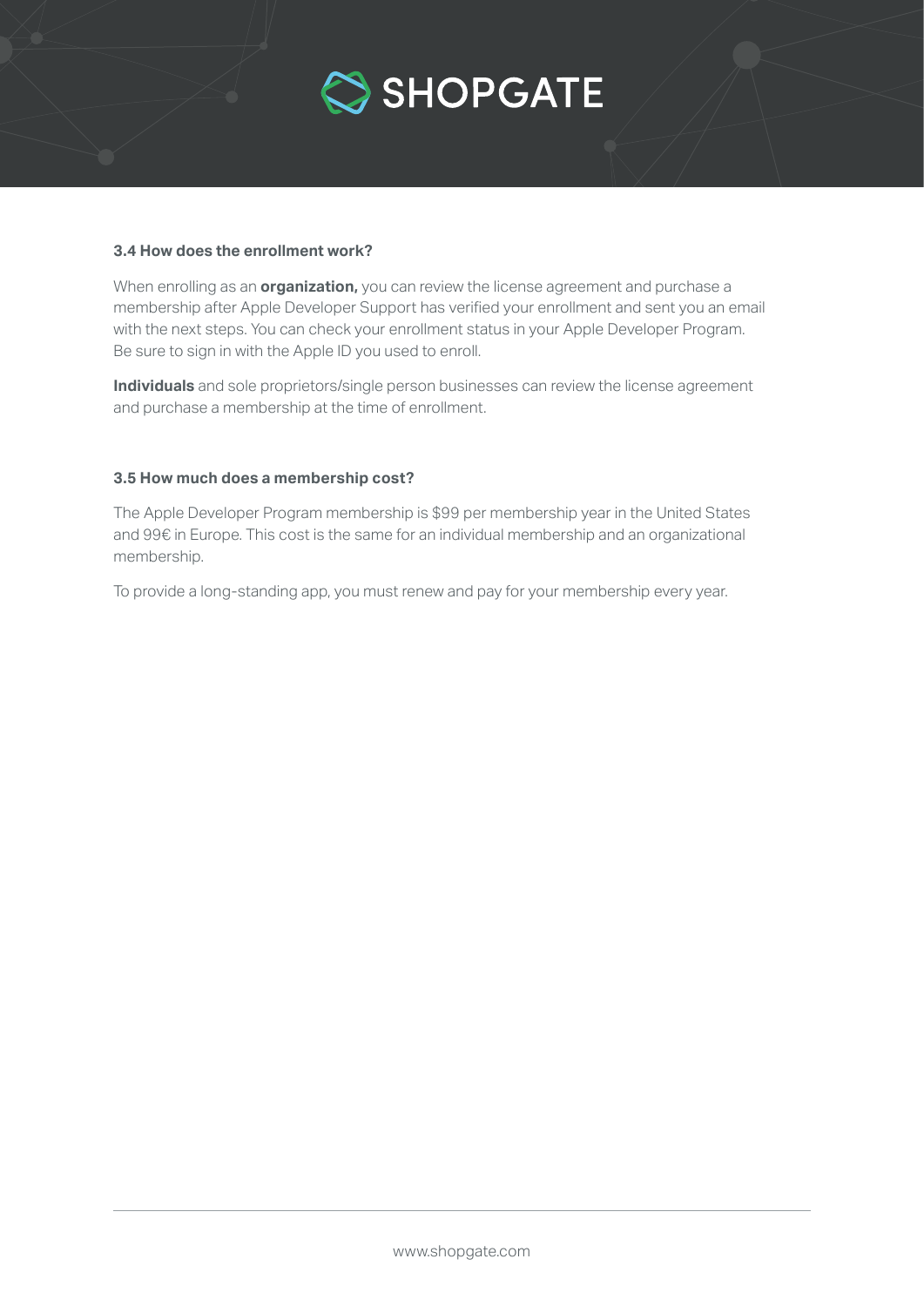### 3.4 How does the enrollment work?

When enrolling as an **organization,** you can review the license agreement and purchase a membership after Apple Developer Support has verified your enrollment and sent you an email with the next steps. You can check your enrollment status in your Apple Developer Program. Be sure to sign in with the Apple ID you used to enroll.

**Individuals** and sole proprietors/single person businesses can review the license agreement and purchase a membership at the time of enrollment.

### 3.5 How much does a membership cost?

The Apple Developer Program membership is $99 per membership year in the United States and 99€ in Europe. This cost is the same for an individual membership and an organizational membership.

To provide a long-standing app, you must renew and pay for your membership every year.